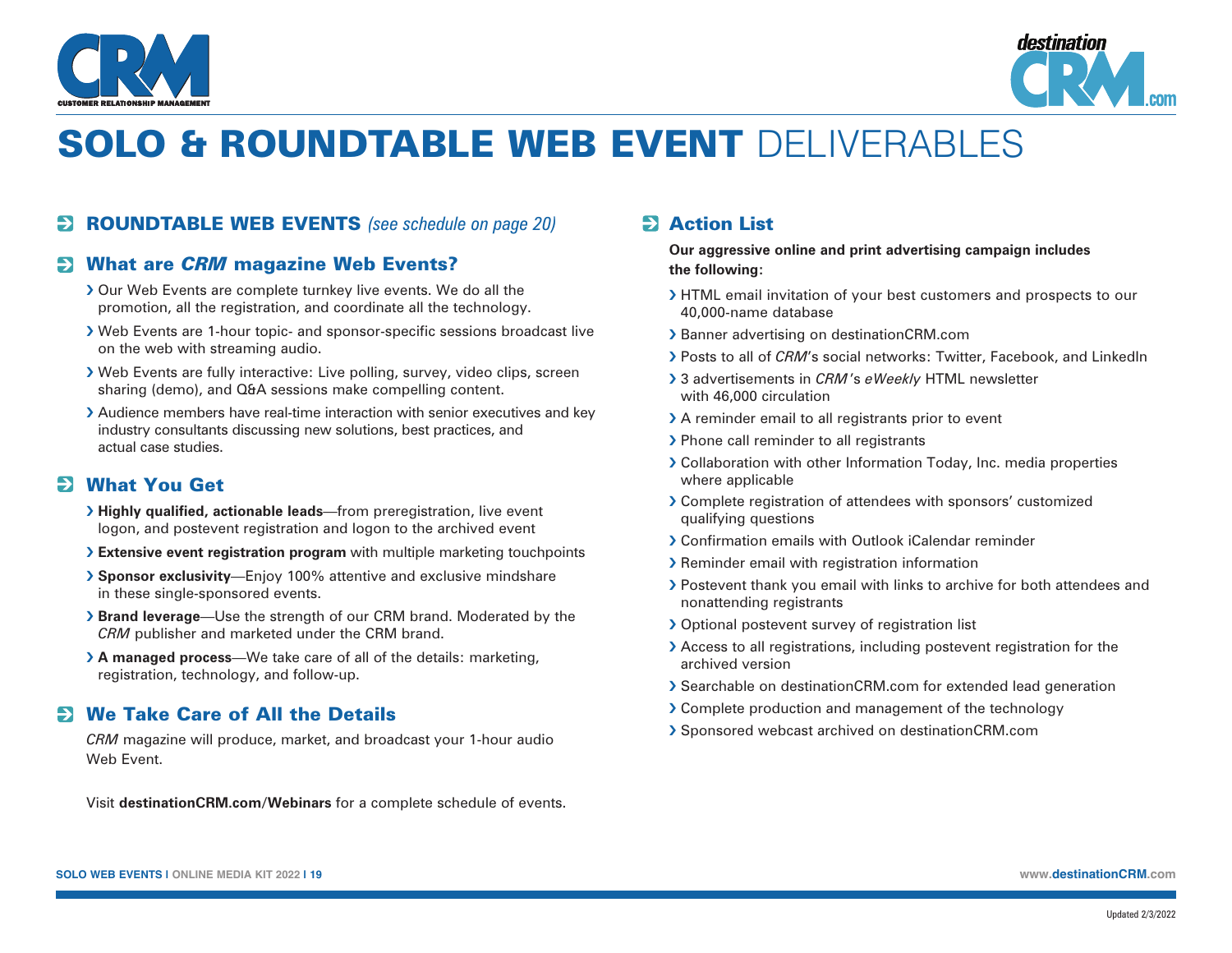# SOLO & ROUNDTABLE WEB EVENT DELIVERABLES

## ROUNDTABLE WEB EVENTS *(see schedule on page 20)*

## What are *CRM* magazine Web Events?

- Our Web Events are complete turnkey live events. We do all the promotion, all the registration, and coordinate all the technology.
- Web Events are 1-hour topic- and sponsor-specific sessions broadcast live on the web with streaming audio.
- Web Events are fully interactive: Live polling, survey, video clips, screen sharing (demo), and Q&A sessions make compelling content.
- Audience members have real-time interaction with senior executives and key industry consultants discussing new solutions, best practices, and actual case studies.

## What You Get

- **Highly qualified, actionable leads**—from preregistration, live event logon, and postevent registration and logon to the archived event
- **Extensive event registration program** with multiple marketing touchpoints
- **Sponsor exclusivity**—Enjoy 100% attentive and exclusive mindshare in these single-sponsored events.
- **Brand leverage**—Use the strength of our CRM brand. Moderated by the *CRM* publisher and marketed under the CRM brand.
- **A managed process**—We take care of all of the details: marketing, registration, technology, and follow-up.

## We Take Care of All the Details

*CRM* magazine will produce, market, and broadcast your 1-hour audio Web Event.

Visit **destinationCRM.com/Webinars** for a complete schedule of events.

## Action List

**Our aggressive online and print advertising campaign includes the following:**

- HTML email invitation of your best customers and prospects to our 40,000-name database
- Banner advertising on destinationCRM.com
- Posts to all of *CRM*'s social networks: Twitter, Facebook, and LinkedIn
- 3 advertisements in *CRM*'s *eWeekly* HTML newsletter with 46,000 circulation
- A reminder email to all registrants prior to event
- Phone call reminder to all registrants
- Collaboration with other Information Today, Inc. media properties where applicable
- Complete registration of attendees with sponsors' customized qualifying questions
- Confirmation emails with Outlook iCalendar reminder
- Reminder email with registration information
- Postevent thank you email with links to archive for both attendees and nonattending registrants
- Optional postevent survey of registration list
- Access to all registrations, including postevent registration for the archived version
- Searchable on destinationCRM.com for extended lead generation
- Complete production and management of the technology
- Sponsored webcast archived on destinationCRM.com

Updated 2/3/2022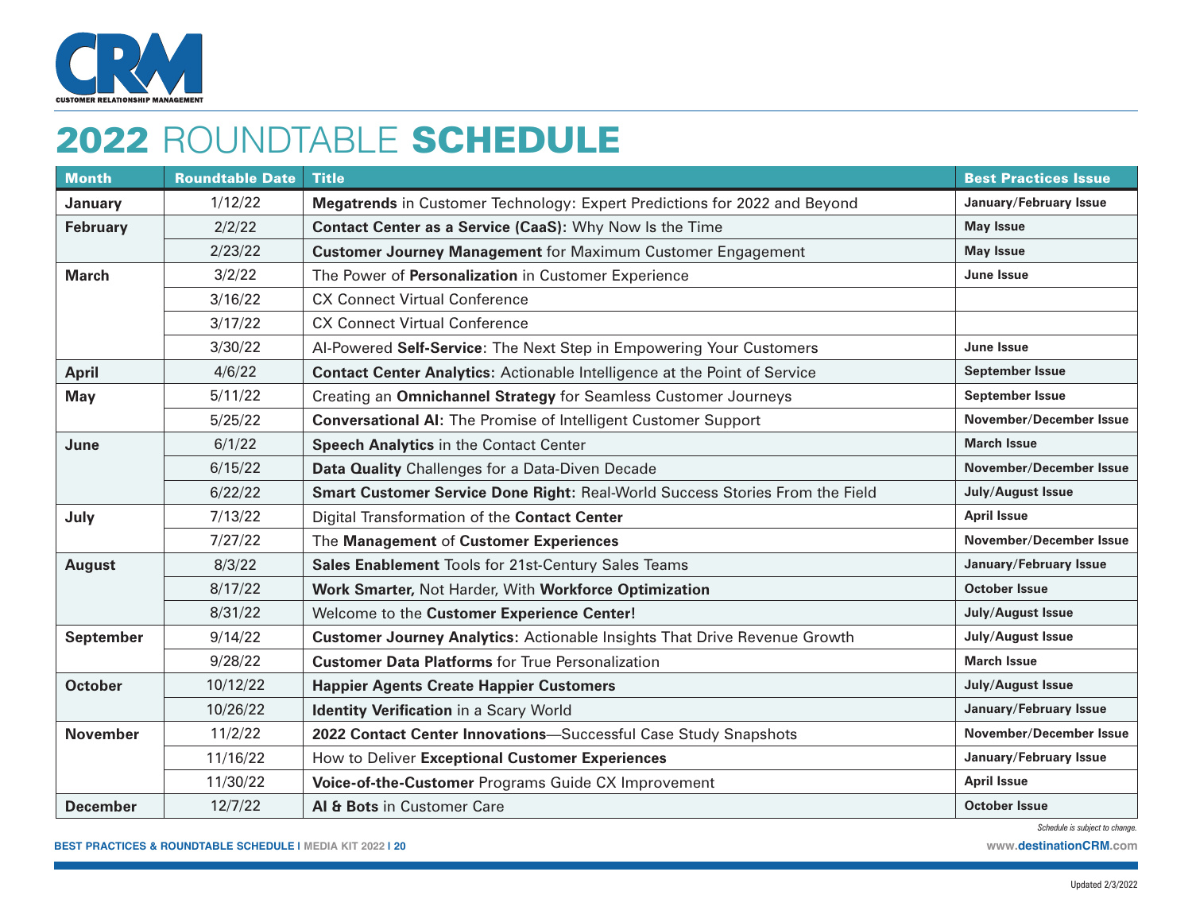CRM

CUSTOMER RELATIONSHIP MANAGEMENT

# 2022 ROUNDTABLE SCHEDULE

| Month | Roundtable Date | Title | Best Practices Issue |
|---|---|---|---|
| **January** | 1/12/22 | **Megatrends** in Customer Technology: Expert Predictions for 2022 and Beyond | **January/February Issue** |
| **February** | 2/2/22 | **Contact Center as a Service (CaaS):** Why Now Is the Time | **May Issue** |
| | 2/23/22 | **Customer Journey Management** for Maximum Customer Engagement | **May Issue** |
| **March** | 3/2/22 | The Power of **Personalization** in Customer Experience | **June Issue** |
| | 3/16/22 | CX Connect Virtual Conference | |
| | 3/17/22 | CX Connect Virtual Conference | |
| | 3/30/22 | AI-Powered **Self-Service**: The Next Step in Empowering Your Customers | **June Issue** |
| **April** | 4/6/22 | **Contact Center Analytics:** Actionable Intelligence at the Point of Service | **September Issue** |
| **May** | 5/11/22 | Creating an **Omnichannel Strategy** for Seamless Customer Journeys | **September Issue** |
| | 5/25/22 | **Conversational AI:** The Promise of Intelligent Customer Support | **November/December Issue** |
| **June** | 6/1/22 | **Speech Analytics** in the Contact Center | **March Issue** |
| | 6/15/22 | **Data Quality** Challenges for a Data-Diven Decade | **November/December Issue** |
| | 6/22/22 | **Smart Customer Service Done Right**: Real-World Success Stories From the Field | **July/August Issue** |
| **July** | 7/13/22 | Digital Transformation of the **Contact Center** | **April Issue** |
| | 7/27/22 | The **Management** of **Customer Experiences** | **November/December Issue** |
| **August** | 8/3/22 | **Sales Enablement** Tools for 21st-Century Sales Teams | **January/February Issue** |
| | 8/17/22 | **Work Smarter,** Not Harder, With **Workforce Optimization** | **October Issue** |
| | 8/31/22 | Welcome to the **Customer Experience Center!** | **July/August Issue** |
| **September** | 9/14/22 | **Customer Journey Analytics**: Actionable Insights That Drive Revenue Growth | **July/August Issue** |
| | 9/28/22 | **Customer Data Platforms** for True Personalization | **March Issue** |
| **October** | 10/12/22 | **Happier Agents Create Happier Customers** | **July/August Issue** |
| | 10/26/22 | **Identity Verification** in a Scary World | **January/February Issue** |
| **November** | 11/2/22 | **2022 Contact Center Innovations**—Successful Case Study Snapshots | **November/December Issue** |
| | 11/16/22 | How to Deliver **Exceptional Customer Experiences** | **January/February Issue** |
| | 11/30/22 | **Voice-of-the-Customer** Programs Guide CX Improvement | **April Issue** |
| **December** | 12/7/22 | **AI & Bots** in Customer Care | **October Issue** |

*Schedule is subject to change.*

Updated 2/3/2022